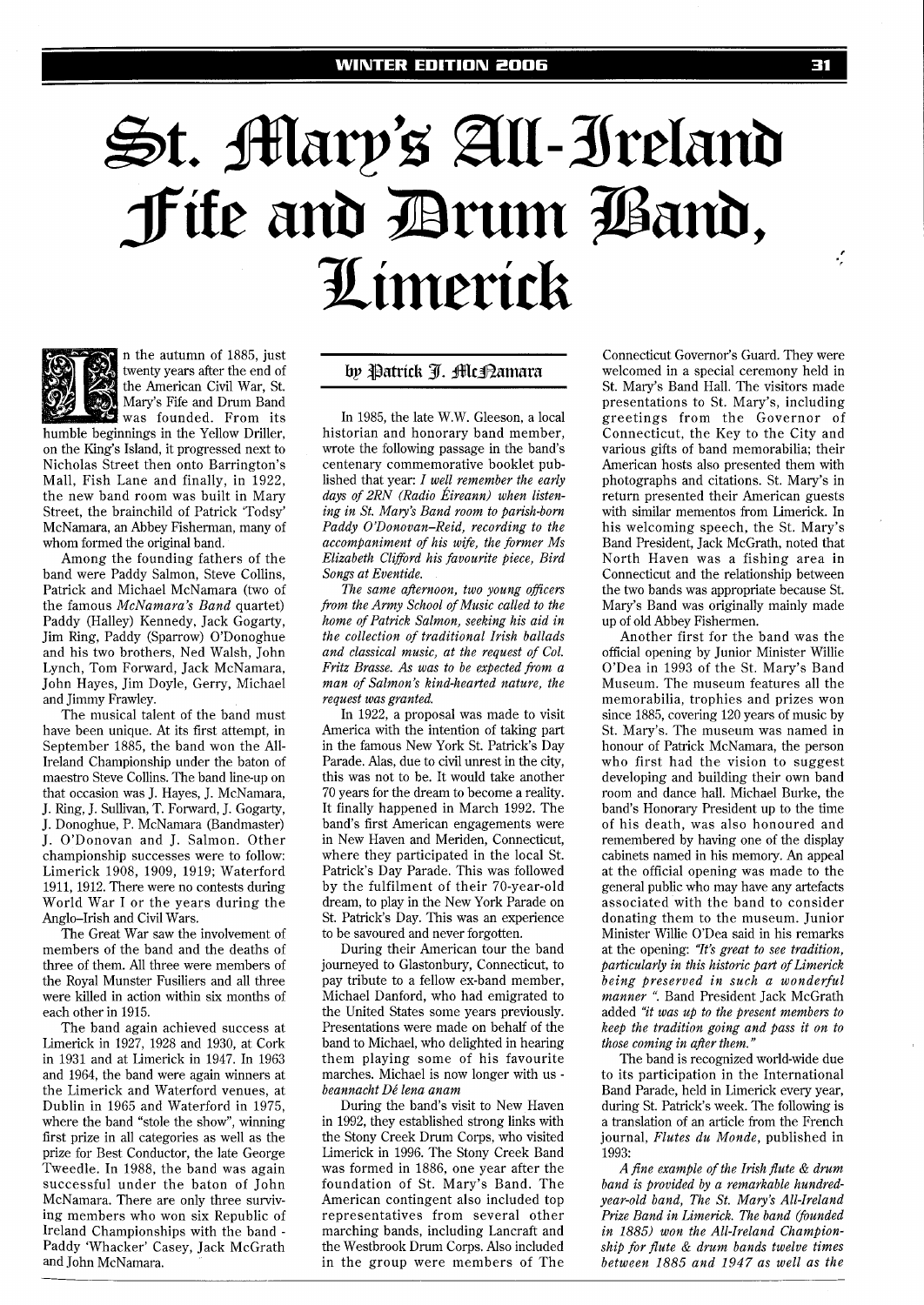# St. Mary's All-Ireland Fife and Drum Band, Limerick

**by Patrick J. McNamara**

In the autumn of 1885, just twenty years after the end of the American Civil War, St. Mary's Fife and Drum Band was founded. From its humble beginnings in the Yellow Driller, on the King's Island, it progressed next to Nicholas Street then onto Barrington's Mall, Fish Lane and finally, in 1922, the new band room was built in Mary Street, the brainchild of Patrick 'Todsy' McNamara, an Abbey Fisherman, many of whom formed the original band.

Among the founding fathers of the band were Paddy Salmon, Steve Collins, Patrick and Michael McNamara (two of the famous *McNamara's Band* quartet) Paddy (Halley) Kennedy, Jack Gogarty, Jim Ring, Paddy (Sparrow) O'Donoghue and his two brothers, Ned Walsh, John Lynch, Tom Forward, Jack McNamara, John Hayes, Jim Doyle, Gerry, Michael and Jimmy Frawley.

The musical talent of the band must have been unique. At its first attempt, in September 1885, the band won the All-Ireland Championship under the baton of maestro Steve Collins. The band line-up on that occasion was J. Hayes, J. McNamara, J. Ring, J. Sullivan, T. Forward, J. Gogarty, J. Donoghue, P. McNamara (Bandmaster) J. O'Donovan and J. Salmon. Other championship successes were to follow: Limerick 1908, 1909, 1919; Waterford 1911, 1912. There were no contests during World War I or the years during the Anglo–Irish and Civil Wars.

The Great War saw the involvement of members of the band and the deaths of three of them. All three were members of the Royal Munster Fusiliers and all three were killed in action within six months of each other in 1915.

The band again achieved success at Limerick in 1927, 1928 and 1930, at Cork in 1931 and at Limerick in 1947. In 1963 and 1964, the band were again winners at the Limerick and Waterford venues, at Dublin in 1965 and Waterford in 1975, where the band "stole the show", winning first prize in all categories as well as the prize for Best Conductor, the late George Tweedle. In 1988, the band was again successful under the baton of John McNamara. There are only three surviving members who won six Republic of Ireland Championships with the band - Paddy 'Whacker' Casey, Jack McGrath and John McNamara.

In 1985, the late W.W. Gleeson, a local historian and honorary band member, wrote the following passage in the band's centenary commemorative booklet published that year: *I well remember the early days of 2RN (Radio Éireann) when listening in St. Mary's Band room to parish-born Paddy O'Donovan–Reid, recording to the accompaniment of his wife, the former Ms Elizabeth Clifford his favourite piece, Bird Songs at Eventide.*

*The same afternoon, two young officers from the Army School of Music called to the home of Patrick Salmon, seeking his aid in the collection of traditional Irish ballads and classical music, at the request of Col. Fritz Brasse. As was to be expected from a man of Salmon's kind-hearted nature, the request was granted.*

In 1922, a proposal was made to visit America with the intention of taking part in the famous New York St. Patrick's Day Parade. Alas, due to civil unrest in the city, this was not to be. It would take another 70 years for the dream to become a reality. It finally happened in March 1992. The band's first American engagements were in New Haven and Meriden, Connecticut, where they participated in the local St. Patrick's Day Parade. This was followed by the fulfilment of their 70-year-old dream, to play in the New York Parade on St. Patrick's Day. This was an experience to be savoured and never forgotten.

During their American tour the band journeyed to Glastonbury, Connecticut, to pay tribute to a fellow ex-band member, Michael Danford, who had emigrated to the United States some years previously. Presentations were made on behalf of the band to Michael, who delighted in hearing them playing some of his favourite marches. Michael is now longer with us - *beannacht Dé lena anam*

During the band's visit to New Haven in 1992, they established strong links with the Stony Creek Drum Corps, who visited Limerick in 1996. The Stony Creek Band was formed in 1886, one year after the foundation of St. Mary's Band. The American contingent also included top representatives from several other marching bands, including Lancraft and the Westbrook Drum Corps. Also included in the group were members of The Connecticut Governor's Guard. They were welcomed in a special ceremony held in St. Mary's Band Hall. The visitors made presentations to St. Mary's, including greetings from the Governor of Connecticut, the Key to the City and various gifts of band memorabilia; their American hosts also presented them with photographs and citations. St. Mary's in return presented their American guests with similar mementos from Limerick. In his welcoming speech, the St. Mary's Band President, Jack McGrath, noted that North Haven was a fishing area in Connecticut and the relationship between the two bands was appropriate because St. Mary's Band was originally mainly made up of old Abbey Fishermen.

Another first for the band was the official opening by Junior Minister Willie O'Dea in 1993 of the St. Mary's Band Museum. The museum features all the memorabilia, trophies and prizes won since 1885, covering 120 years of music by St. Mary's. The museum was named in honour of Patrick McNamara, the person who first had the vision to suggest developing and building their own band room and dance hall. Michael Burke, the band's Honorary President up to the time of his death, was also honoured and remembered by having one of the display cabinets named in his memory. An appeal at the official opening was made to the general public who may have any artefacts associated with the band to consider donating them to the museum. Junior Minister Willie O'Dea said in his remarks at the opening: *"It's great to see tradition, particularly in this historic part of Limerick being preserved in such a wonderful manner "*. Band President Jack McGrath added *"it was up to the present members to keep the tradition going and pass it on to those coming in after them."*

The band is recognized world-wide due to its participation in the International Band Parade, held in Limerick every year, during St. Patrick's week. The following is a translation of an article from the French journal, *Flutes du Monde*, published in 1993:

*A fine example of the Irish flute & drum band is provided by a remarkable hundred-year-old band, The St. Mary's All-Ireland Prize Band in Limerick. The band (founded in 1885) won the All-Ireland Championship for flute & drum bands twelve times between 1885 and 1947 as well as the*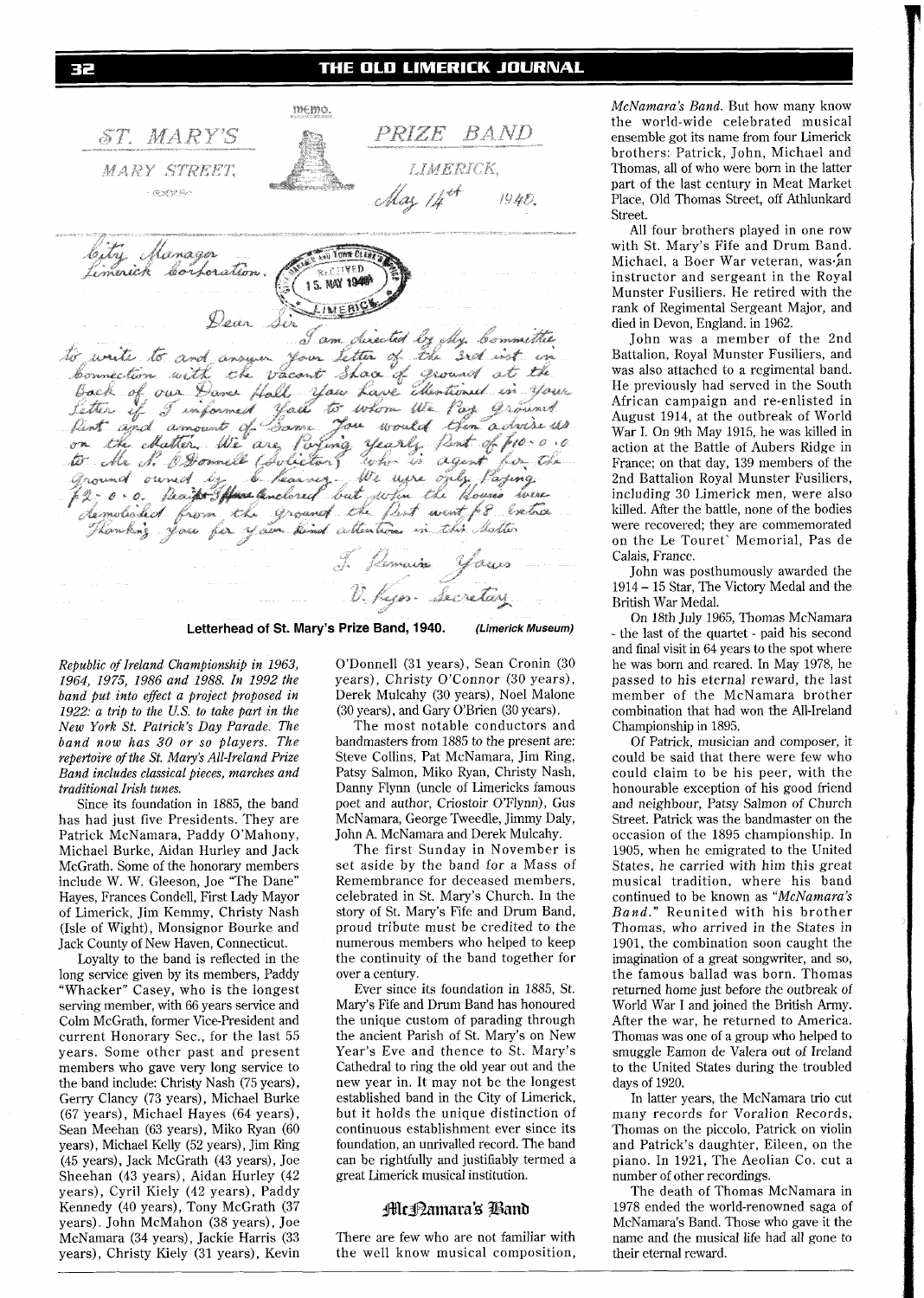memo.

ST. MARY'S PRIZE BAND

MARY STREET, LIMERICK,

May 14th 1940.

City Manager
Limerick Corporation.

RECEIVED 15 MAY 1940

Dear Sir

I am directed by My Committee to write to and answer your letter of the 3rd inst in connection with the vacant Space of ground at the Back of our Dance Hall. You have Mentioned in your Letter if I informed You to whom We Pay Ground Rent and amount of Same You would then advise us on the Matter. We are Paying yearly Rent of £10-0-0 to Mr. P. O'Donnell (Solicitor) who is agent for the Ground owned by C. Kearney. We were only Paying £2-0-0. Receipts Here Enclosed but when the Houses were demolished from the Ground the Rent went £8 Extra. Thanking You for Your kind attention in this Matter

I Remain Yours
V. Keyes. Secretary

**Letterhead of St. Mary's Prize Band, 1940.** *(Limerick Museum)*

*Republic of Ireland Championship in 1963, 1964, 1975, 1986 and 1988. In 1992 the band put into effect a project proposed in 1922: a trip to the U.S. to take part in the New York St. Patrick's Day Parade. The band now has 30 or so players. The repertoire of the St. Mary's All-Ireland Prize Band includes classical pieces, marches and traditional Irish tunes.*

Since its foundation in 1885, the band has had just five Presidents. They are Patrick McNamara, Paddy O'Mahony, Michael Burke, Aidan Hurley and Jack McGrath. Some of the honorary members include W. W. Gleeson, Joe "The Dane" Hayes, Frances Condell, First Lady Mayor of Limerick, Jim Kemmy, Christy Nash (Isle of Wight), Monsignor Bourke and Jack County of New Haven, Connecticut.

Loyalty to the band is reflected in the long service given by its members, Paddy "Whacker" Casey, who is the longest serving member, with 66 years service and Colm McGrath, former Vice-President and current Honorary Sec., for the last 55 years. Some other past and present members who gave very long service to the band include: Christy Nash (75 years), Gerry Clancy (73 years), Michael Burke (67 years), Michael Hayes (64 years), Sean Meehan (63 years), Miko Ryan (60 years), Michael Kelly (52 years), Jim Ring (45 years), Jack McGrath (43 years), Joe Sheehan (43 years), Aidan Hurley (42 years), Cyril Kiely (42 years), Paddy Kennedy (40 years), Tony McGrath (37 years). John McMahon (38 years), Joe McNamara (34 years), Jackie Harris (33 years), Christy Kiely (31 years), Kevin O'Donnell (31 years), Sean Cronin (30 years), Christy O'Connor (30 years), Derek Mulcahy (30 years), Noel Malone (30 years), and Gary O'Brien (30 years).

The most notable conductors and bandmasters from 1885 to the present are: Steve Collins, Pat McNamara, Jim Ring, Patsy Salmon, Miko Ryan, Christy Nash, Danny Flynn (uncle of Limericks famous poet and author, Criostoir O'Flynn), Gus McNamara, George Tweedle, Jimmy Daly, John A. McNamara and Derek Mulcahy.

The first Sunday in November is set aside by the band for a Mass of Remembrance for deceased members, celebrated in St. Mary's Church. In the story of St. Mary's Fife and Drum Band, proud tribute must be credited to the numerous members who helped to keep the continuity of the band together for over a century.

Ever since its foundation in 1885, St. Mary's Fife and Drum Band has honoured the unique custom of parading through the ancient Parish of St. Mary's on New Year's Eve and thence to St. Mary's Cathedral to ring the old year out and the new year in. It may not be the longest established band in the City of Limerick, but it holds the unique distinction of continuous establishment ever since its foundation, an unrivalled record. The band can be rightfully and justifiably termed a great Limerick musical institution.

## McNamara's Band

There are few who are not familiar with the well know musical composition, *McNamara's Band*. But how many know the world-wide celebrated musical ensemble got its name from four Limerick brothers: Patrick, John, Michael and Thomas, all of who were born in the latter part of the last century in Meat Market Place, Old Thomas Street, off Athlunkard Street.

All four brothers played in one row with St. Mary's Fife and Drum Band. Michael, a Boer War veteran, was an instructor and sergeant in the Royal Munster Fusiliers. He retired with the rank of Regimental Sergeant Major, and died in Devon, England. in 1962.

John was a member of the 2nd Battalion, Royal Munster Fusiliers, and was also attached to a regimental band. He previously had served in the South African campaign and re-enlisted in August 1914, at the outbreak of World War I. On 9th May 1915, he was killed in action at the Battle of Aubers Ridge in France; on that day, 139 members of the 2nd Battalion Royal Munster Fusiliers, including 30 Limerick men, were also killed. After the battle, none of the bodies were recovered; they are commemorated on the Le Touret' Memorial, Pas de Calais, France.

John was posthumously awarded the 1914 – 15 Star, The Victory Medal and the British War Medal.

On 18th July 1965, Thomas McNamara - the last of the quartet - paid his second and final visit in 64 years to the spot where he was born and reared. In May 1978, he passed to his eternal reward, the last member of the McNamara brother combination that had won the All-Ireland Championship in 1895.

Of Patrick, musician and composer, it could be said that there were few who could claim to be his peer, with the honourable exception of his good friend and neighbour, Patsy Salmon of Church Street. Patrick was the bandmaster on the occasion of the 1895 championship. In 1905, when he emigrated to the United States, he carried with him this great musical tradition, where his band continued to be known as *"McNamara's Band."* Reunited with his brother Thomas, who arrived in the States in 1901, the combination soon caught the imagination of a great songwriter, and so, the famous ballad was born. Thomas returned home just before the outbreak of World War I and joined the British Army. After the war, he returned to America. Thomas was one of a group who helped to smuggle Eamon de Valera out of Ireland to the United States during the troubled days of 1920.

In latter years, the McNamara trio cut many records for Voralion Records, Thomas on the piccolo, Patrick on violin and Patrick's daughter, Eileen, on the piano. In 1921, The Aeolian Co. cut a number of other recordings.

The death of Thomas McNamara in 1978 ended the world-renowned saga of McNamara's Band. Those who gave it the name and the musical life had all gone to their eternal reward.